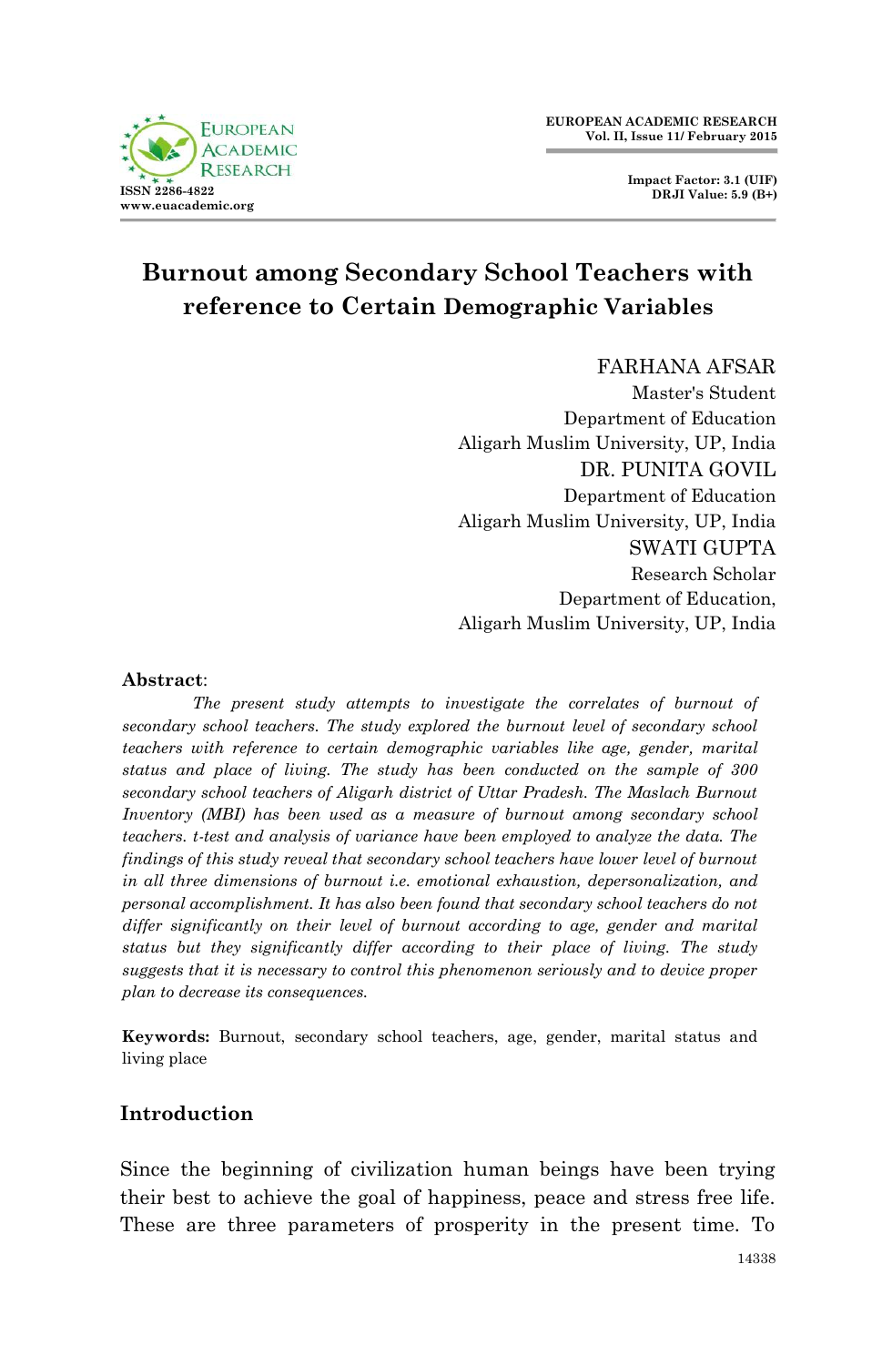# Burnout among Secondary School Teachers with reference to Certain Demographic Variables

FARHANA AFSAR
Master's Student
Department of Education
Aligarh Muslim University, UP, India

DR. PUNITA GOVIL
Department of Education
Aligarh Muslim University, UP, India

SWATI GUPTA
Research Scholar
Department of Education,
Aligarh Muslim University, UP, India

**Abstract**:

*The present study attempts to investigate the correlates of burnout of secondary school teachers. The study explored the burnout level of secondary school teachers with reference to certain demographic variables like age, gender, marital status and place of living. The study has been conducted on the sample of 300 secondary school teachers of Aligarh district of Uttar Pradesh. The Maslach Burnout Inventory (MBI) has been used as a measure of burnout among secondary school teachers. t-test and analysis of variance have been employed to analyze the data. The findings of this study reveal that secondary school teachers have lower level of burnout in all three dimensions of burnout i.e. emotional exhaustion, depersonalization, and personal accomplishment. It has also been found that secondary school teachers do not differ significantly on their level of burnout according to age, gender and marital status but they significantly differ according to their place of living. The study suggests that it is necessary to control this phenomenon seriously and to device proper plan to decrease its consequences.*

**Keywords:** Burnout, secondary school teachers, age, gender, marital status and living place

## Introduction

Since the beginning of civilization human beings have been trying their best to achieve the goal of happiness, peace and stress free life. These are three parameters of prosperity in the present time. To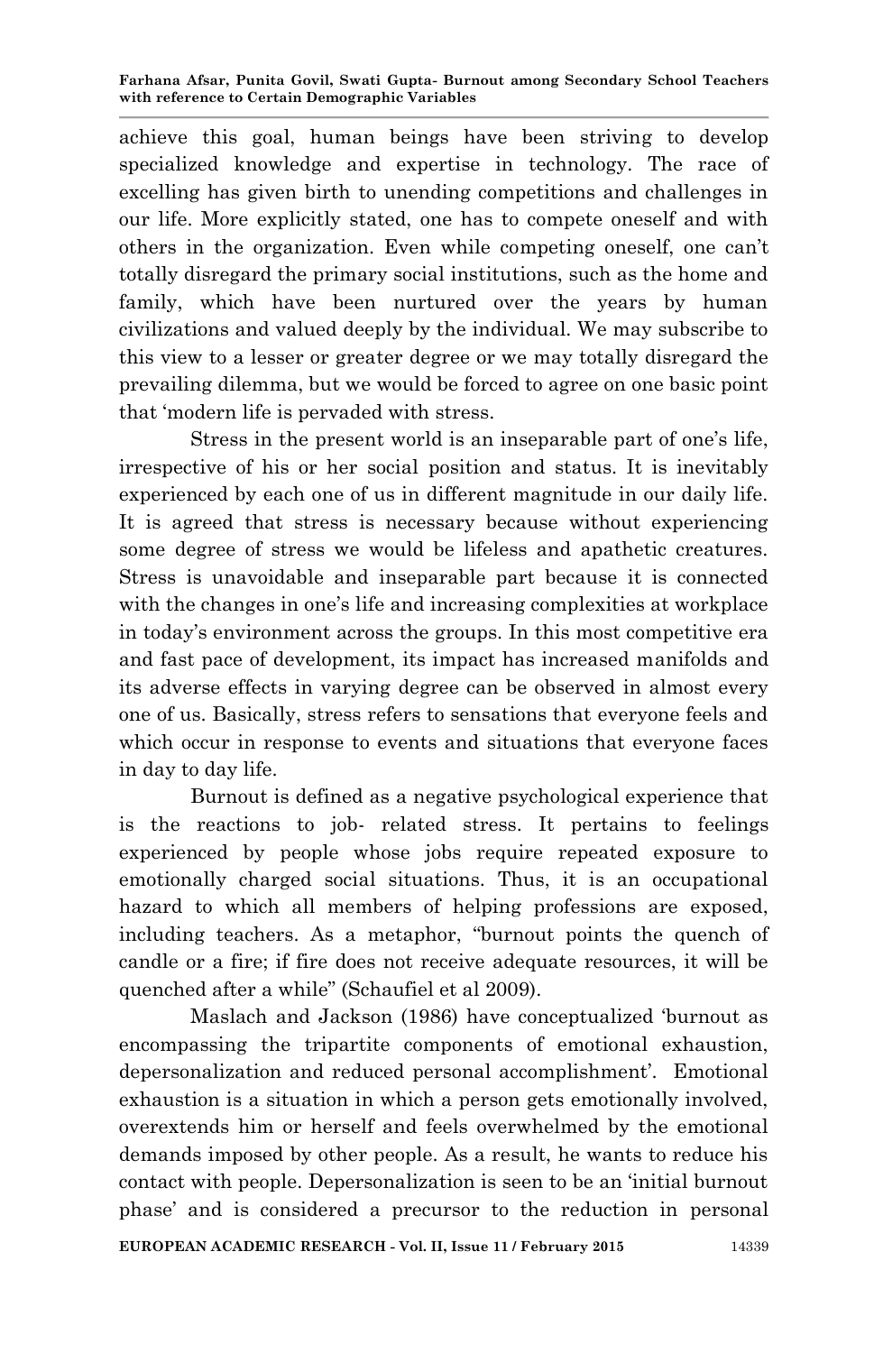achieve this goal, human beings have been striving to develop specialized knowledge and expertise in technology. The race of excelling has given birth to unending competitions and challenges in our life. More explicitly stated, one has to compete oneself and with others in the organization. Even while competing oneself, one can't totally disregard the primary social institutions, such as the home and family, which have been nurtured over the years by human civilizations and valued deeply by the individual. We may subscribe to this view to a lesser or greater degree or we may totally disregard the prevailing dilemma, but we would be forced to agree on one basic point that 'modern life is pervaded with stress.

Stress in the present world is an inseparable part of one's life, irrespective of his or her social position and status. It is inevitably experienced by each one of us in different magnitude in our daily life. It is agreed that stress is necessary because without experiencing some degree of stress we would be lifeless and apathetic creatures. Stress is unavoidable and inseparable part because it is connected with the changes in one's life and increasing complexities at workplace in today's environment across the groups. In this most competitive era and fast pace of development, its impact has increased manifolds and its adverse effects in varying degree can be observed in almost every one of us. Basically, stress refers to sensations that everyone feels and which occur in response to events and situations that everyone faces in day to day life.

Burnout is defined as a negative psychological experience that is the reactions to job- related stress. It pertains to feelings experienced by people whose jobs require repeated exposure to emotionally charged social situations. Thus, it is an occupational hazard to which all members of helping professions are exposed, including teachers. As a metaphor, "burnout points the quench of candle or a fire; if fire does not receive adequate resources, it will be quenched after a while" (Schaufiel et al 2009).

Maslach and Jackson (1986) have conceptualized 'burnout as encompassing the tripartite components of emotional exhaustion, depersonalization and reduced personal accomplishment'. Emotional exhaustion is a situation in which a person gets emotionally involved, overextends him or herself and feels overwhelmed by the emotional demands imposed by other people. As a result, he wants to reduce his contact with people. Depersonalization is seen to be an 'initial burnout phase' and is considered a precursor to the reduction in personal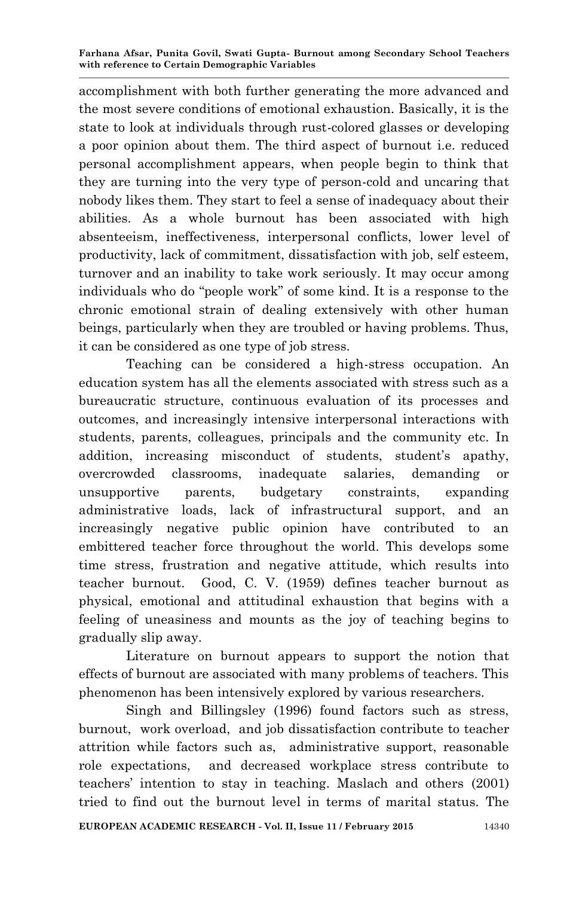accomplishment with both further generating the more advanced and the most severe conditions of emotional exhaustion. Basically, it is the state to look at individuals through rust-colored glasses or developing a poor opinion about them. The third aspect of burnout i.e. reduced personal accomplishment appears, when people begin to think that they are turning into the very type of person-cold and uncaring that nobody likes them. They start to feel a sense of inadequacy about their abilities. As a whole burnout has been associated with high absenteeism, ineffectiveness, interpersonal conflicts, lower level of productivity, lack of commitment, dissatisfaction with job, self esteem, turnover and an inability to take work seriously. It may occur among individuals who do "people work" of some kind. It is a response to the chronic emotional strain of dealing extensively with other human beings, particularly when they are troubled or having problems. Thus, it can be considered as one type of job stress.

Teaching can be considered a high-stress occupation. An education system has all the elements associated with stress such as a bureaucratic structure, continuous evaluation of its processes and outcomes, and increasingly intensive interpersonal interactions with students, parents, colleagues, principals and the community etc. In addition, increasing misconduct of students, student's apathy, overcrowded classrooms, inadequate salaries, demanding or unsupportive parents, budgetary constraints, expanding administrative loads, lack of infrastructural support, and an increasingly negative public opinion have contributed to an embittered teacher force throughout the world. This develops some time stress, frustration and negative attitude, which results into teacher burnout. Good, C. V. (1959) defines teacher burnout as physical, emotional and attitudinal exhaustion that begins with a feeling of uneasiness and mounts as the joy of teaching begins to gradually slip away.

Literature on burnout appears to support the notion that effects of burnout are associated with many problems of teachers. This phenomenon has been intensively explored by various researchers.

Singh and Billingsley (1996) found factors such as stress, burnout, work overload, and job dissatisfaction contribute to teacher attrition while factors such as, administrative support, reasonable role expectations, and decreased workplace stress contribute to teachers' intention to stay in teaching. Maslach and others (2001) tried to find out the burnout level in terms of marital status. The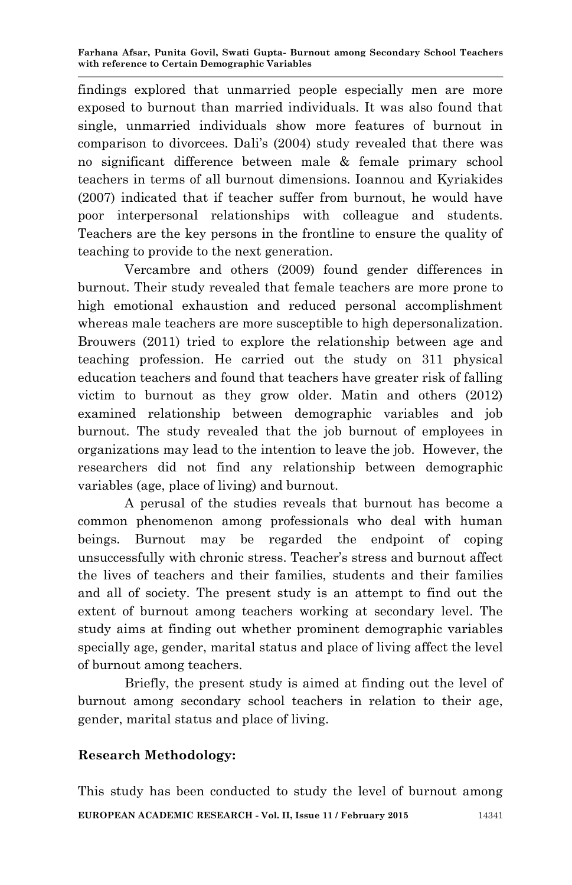findings explored that unmarried people especially men are more exposed to burnout than married individuals. It was also found that single, unmarried individuals show more features of burnout in comparison to divorcees. Dali's (2004) study revealed that there was no significant difference between male & female primary school teachers in terms of all burnout dimensions. Ioannou and Kyriakides (2007) indicated that if teacher suffer from burnout, he would have poor interpersonal relationships with colleague and students. Teachers are the key persons in the frontline to ensure the quality of teaching to provide to the next generation.

Vercambre and others (2009) found gender differences in burnout. Their study revealed that female teachers are more prone to high emotional exhaustion and reduced personal accomplishment whereas male teachers are more susceptible to high depersonalization. Brouwers (2011) tried to explore the relationship between age and teaching profession. He carried out the study on 311 physical education teachers and found that teachers have greater risk of falling victim to burnout as they grow older. Matin and others (2012) examined relationship between demographic variables and job burnout. The study revealed that the job burnout of employees in organizations may lead to the intention to leave the job. However, the researchers did not find any relationship between demographic variables (age, place of living) and burnout.

A perusal of the studies reveals that burnout has become a common phenomenon among professionals who deal with human beings. Burnout may be regarded the endpoint of coping unsuccessfully with chronic stress. Teacher's stress and burnout affect the lives of teachers and their families, students and their families and all of society. The present study is an attempt to find out the extent of burnout among teachers working at secondary level. The study aims at finding out whether prominent demographic variables specially age, gender, marital status and place of living affect the level of burnout among teachers.

Briefly, the present study is aimed at finding out the level of burnout among secondary school teachers in relation to their age, gender, marital status and place of living.

## Research Methodology:

This study has been conducted to study the level of burnout among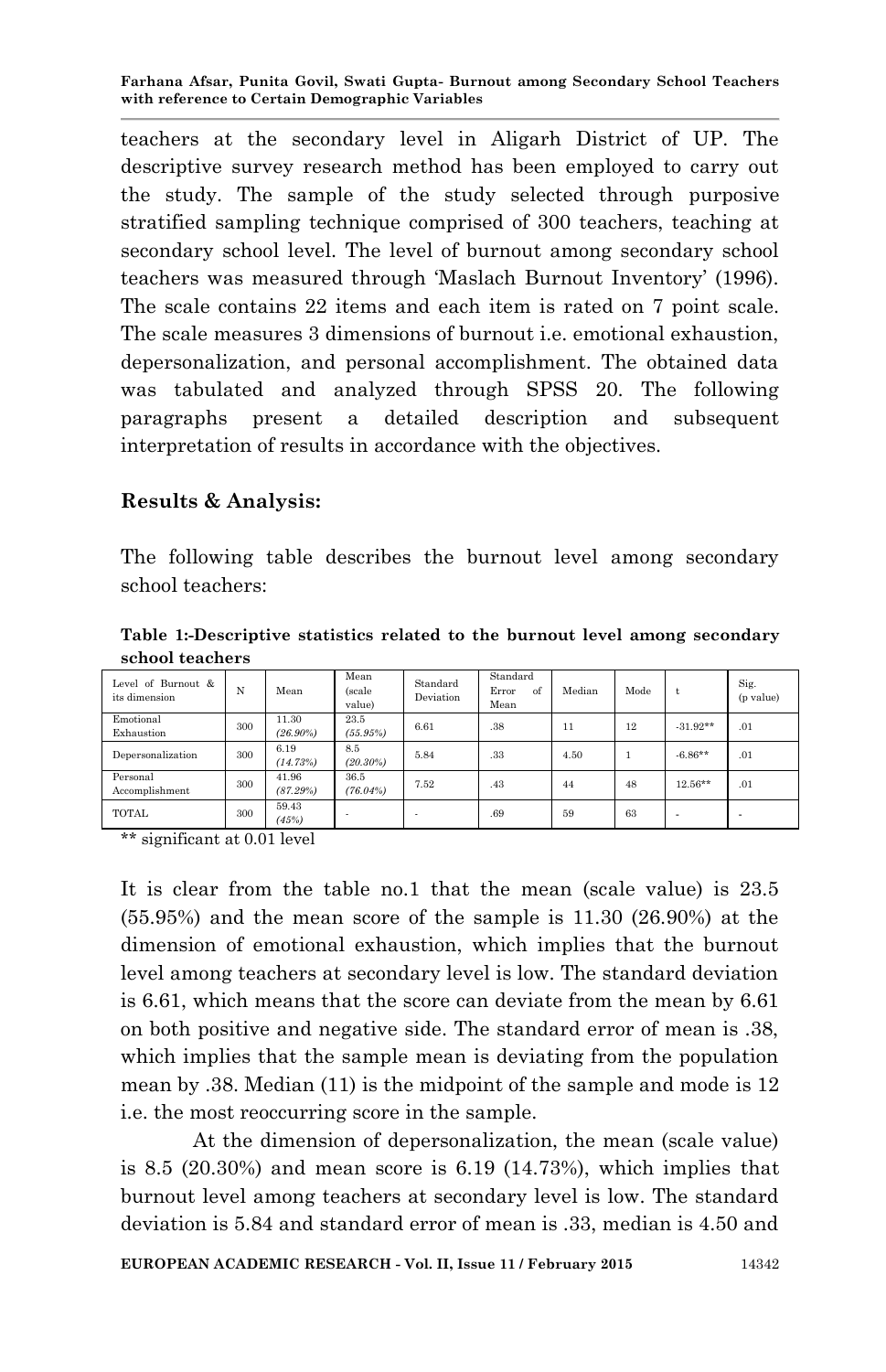teachers at the secondary level in Aligarh District of UP. The descriptive survey research method has been employed to carry out the study. The sample of the study selected through purposive stratified sampling technique comprised of 300 teachers, teaching at secondary school level. The level of burnout among secondary school teachers was measured through 'Maslach Burnout Inventory' (1996). The scale contains 22 items and each item is rated on 7 point scale. The scale measures 3 dimensions of burnout i.e. emotional exhaustion, depersonalization, and personal accomplishment. The obtained data was tabulated and analyzed through SPSS 20. The following paragraphs present a detailed description and subsequent interpretation of results in accordance with the objectives.

## Results & Analysis:

The following table describes the burnout level among secondary school teachers:

**Table 1:-Descriptive statistics related to the burnout level among secondary school teachers**

| Level of Burnout & its dimension | N | Mean | Mean (scale value) | Standard Deviation | Standard Error of Mean | Median | Mode | t | Sig. (p value) |
|---|---|---|---|---|---|---|---|---|---|
| Emotional Exhaustion | 300 | 11.30 *(26.90%)* | 23.5 *(55.95%)* | 6.61 | .38 | 11 | 12 | -31.92** | .01 |
| Depersonalization | 300 | 6.19 *(14.73%)* | 8.5 *(20.30%)* | 5.84 | .33 | 4.50 | 1 | -6.86** | .01 |
| Personal Accomplishment | 300 | 41.96 *(87.29%)* | 36.5 *(76.04%)* | 7.52 | .43 | 44 | 48 | 12.56** | .01 |
| TOTAL | 300 | 59.43 *(45%)* | - | - | .69 | 59 | 63 | - | - |

** significant at 0.01 level

It is clear from the table no.1 that the mean (scale value) is 23.5 (55.95%) and the mean score of the sample is 11.30 (26.90%) at the dimension of emotional exhaustion, which implies that the burnout level among teachers at secondary level is low. The standard deviation is 6.61, which means that the score can deviate from the mean by 6.61 on both positive and negative side. The standard error of mean is .38, which implies that the sample mean is deviating from the population mean by .38. Median (11) is the midpoint of the sample and mode is 12 i.e. the most reoccurring score in the sample.

At the dimension of depersonalization, the mean (scale value) is 8.5 (20.30%) and mean score is 6.19 (14.73%), which implies that burnout level among teachers at secondary level is low. The standard deviation is 5.84 and standard error of mean is .33, median is 4.50 and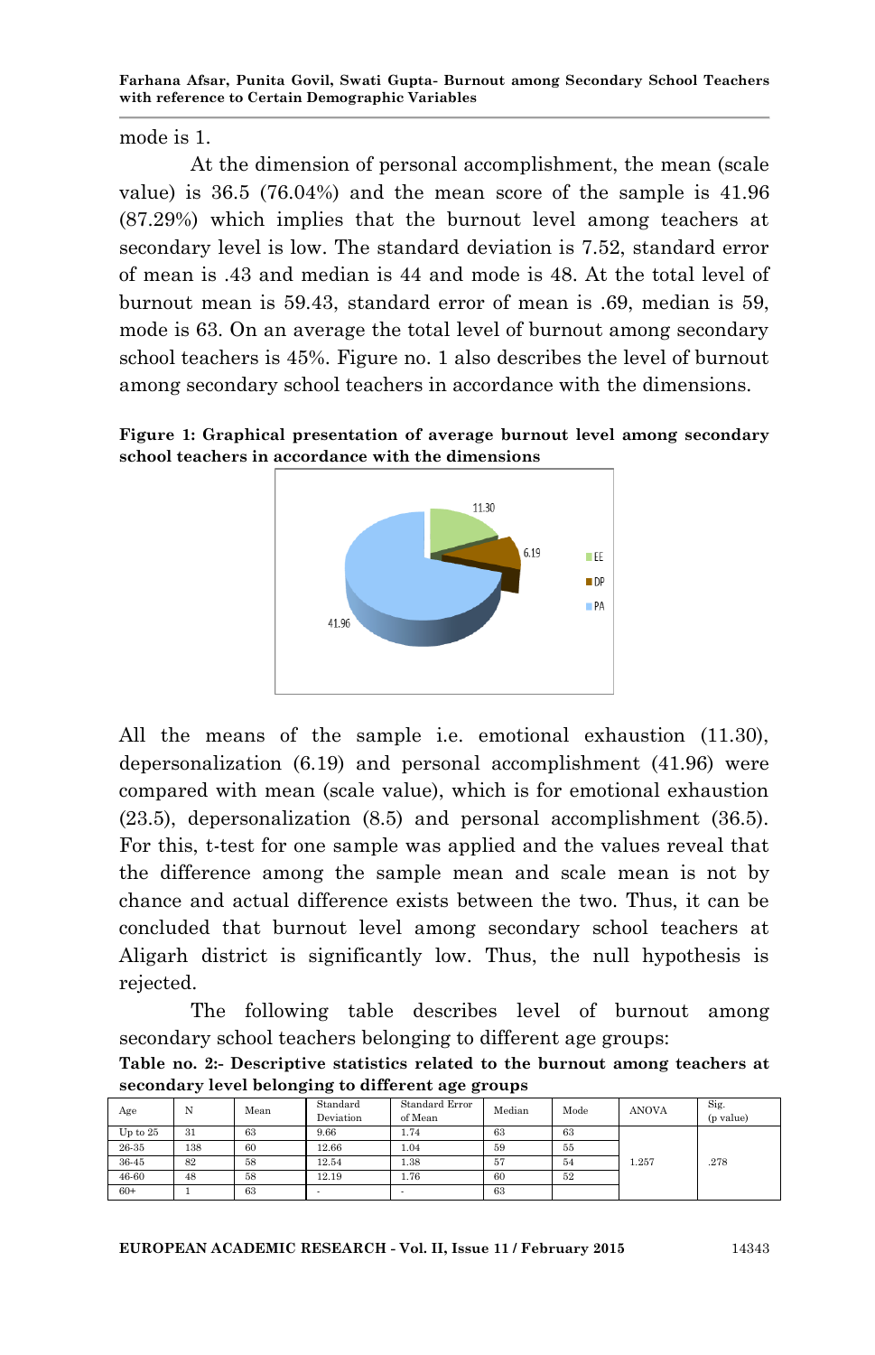mode is 1.

At the dimension of personal accomplishment, the mean (scale value) is 36.5 (76.04%) and the mean score of the sample is 41.96 (87.29%) which implies that the burnout level among teachers at secondary level is low. The standard deviation is 7.52, standard error of mean is .43 and median is 44 and mode is 48. At the total level of burnout mean is 59.43, standard error of mean is .69, median is 59, mode is 63. On an average the total level of burnout among secondary school teachers is 45%. Figure no. 1 also describes the level of burnout among secondary school teachers in accordance with the dimensions.

**Figure 1: Graphical presentation of average burnout level among secondary school teachers in accordance with the dimensions**

All the means of the sample i.e. emotional exhaustion (11.30), depersonalization (6.19) and personal accomplishment (41.96) were compared with mean (scale value), which is for emotional exhaustion (23.5), depersonalization (8.5) and personal accomplishment (36.5). For this, t-test for one sample was applied and the values reveal that the difference among the sample mean and scale mean is not by chance and actual difference exists between the two. Thus, it can be concluded that burnout level among secondary school teachers at Aligarh district is significantly low. Thus, the null hypothesis is rejected.

The following table describes level of burnout among secondary school teachers belonging to different age groups:

**Table no. 2:- Descriptive statistics related to the burnout among teachers at secondary level belonging to different age groups**

| Age | N | Mean | Standard Deviation | Standard Error of Mean | Median | Mode | ANOVA | Sig. (p value) |
|---|---|---|---|---|---|---|---|---|
| Up to 25 | 31 | 63 | 9.66 | 1.74 | 63 | 63 | 1.257 | .278 |
| 26-35 | 138 | 60 | 12.66 | 1.04 | 59 | 55 | | |
| 36-45 | 82 | 58 | 12.54 | 1.38 | 57 | 54 | | |
| 46-60 | 48 | 58 | 12.19 | 1.76 | 60 | 52 | | |
| 60+ | 1 | 63 | - | - | 63 | | | |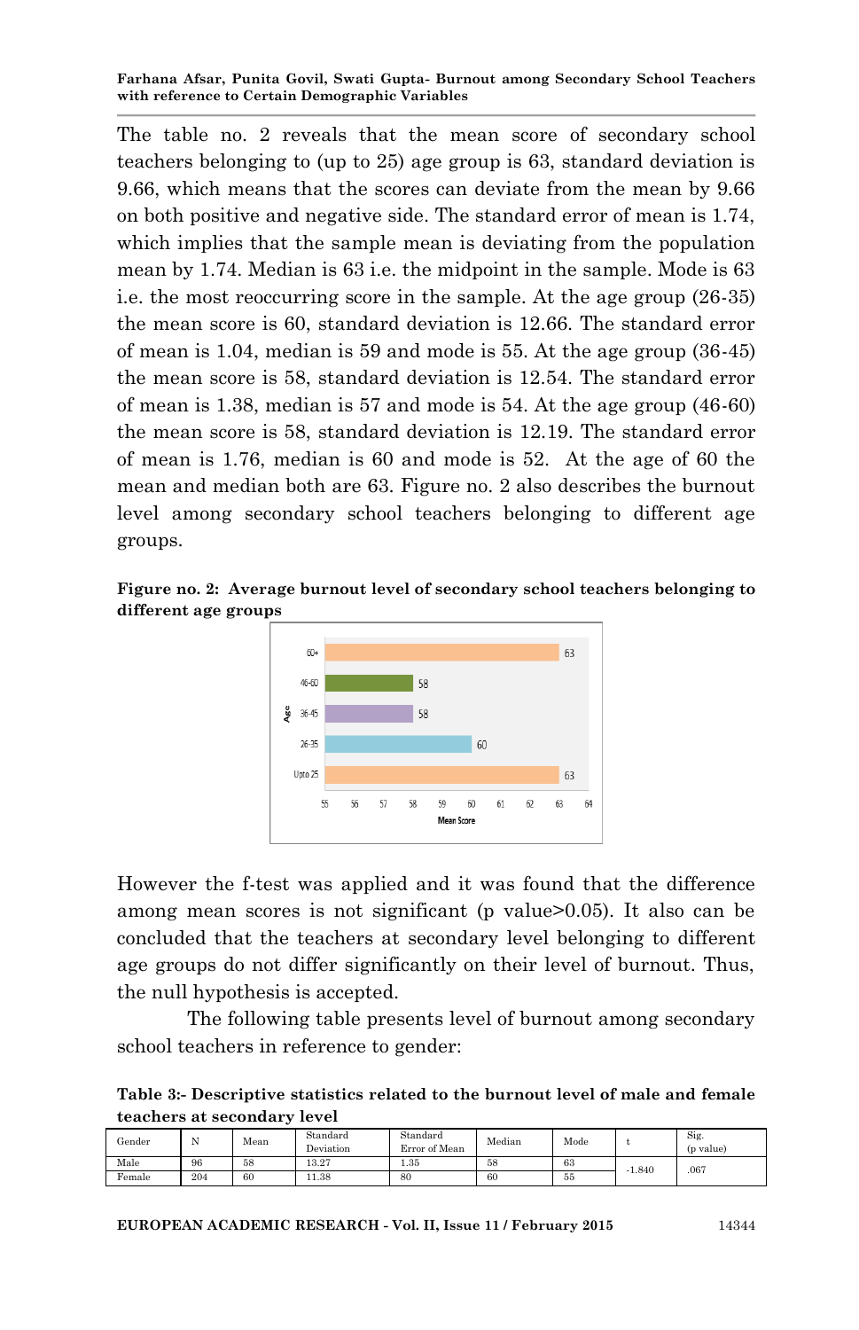The table no. 2 reveals that the mean score of secondary school teachers belonging to (up to 25) age group is 63, standard deviation is 9.66, which means that the scores can deviate from the mean by 9.66 on both positive and negative side. The standard error of mean is 1.74, which implies that the sample mean is deviating from the population mean by 1.74. Median is 63 i.e. the midpoint in the sample. Mode is 63 i.e. the most reoccurring score in the sample. At the age group (26-35) the mean score is 60, standard deviation is 12.66. The standard error of mean is 1.04, median is 59 and mode is 55. At the age group (36-45) the mean score is 58, standard deviation is 12.54. The standard error of mean is 1.38, median is 57 and mode is 54. At the age group (46-60) the mean score is 58, standard deviation is 12.19. The standard error of mean is 1.76, median is 60 and mode is 52. At the age of 60 the mean and median both are 63. Figure no. 2 also describes the burnout level among secondary school teachers belonging to different age groups.

**Figure no. 2: Average burnout level of secondary school teachers belonging to different age groups**

However the f-test was applied and it was found that the difference among mean scores is not significant (p value>0.05). It also can be concluded that the teachers at secondary level belonging to different age groups do not differ significantly on their level of burnout. Thus, the null hypothesis is accepted.

The following table presents level of burnout among secondary school teachers in reference to gender:

**Table 3:- Descriptive statistics related to the burnout level of male and female teachers at secondary level**

| Gender | N | Mean | Standard Deviation | Standard Error of Mean | Median | Mode | t | Sig. (p value) |
|---|---|---|---|---|---|---|---|---|
| Male | 96 | 58 | 13.27 | 1.35 | 58 | 63 | -1.840 | .067 |
| Female | 204 | 60 | 11.38 | 80 | 60 | 55 | | |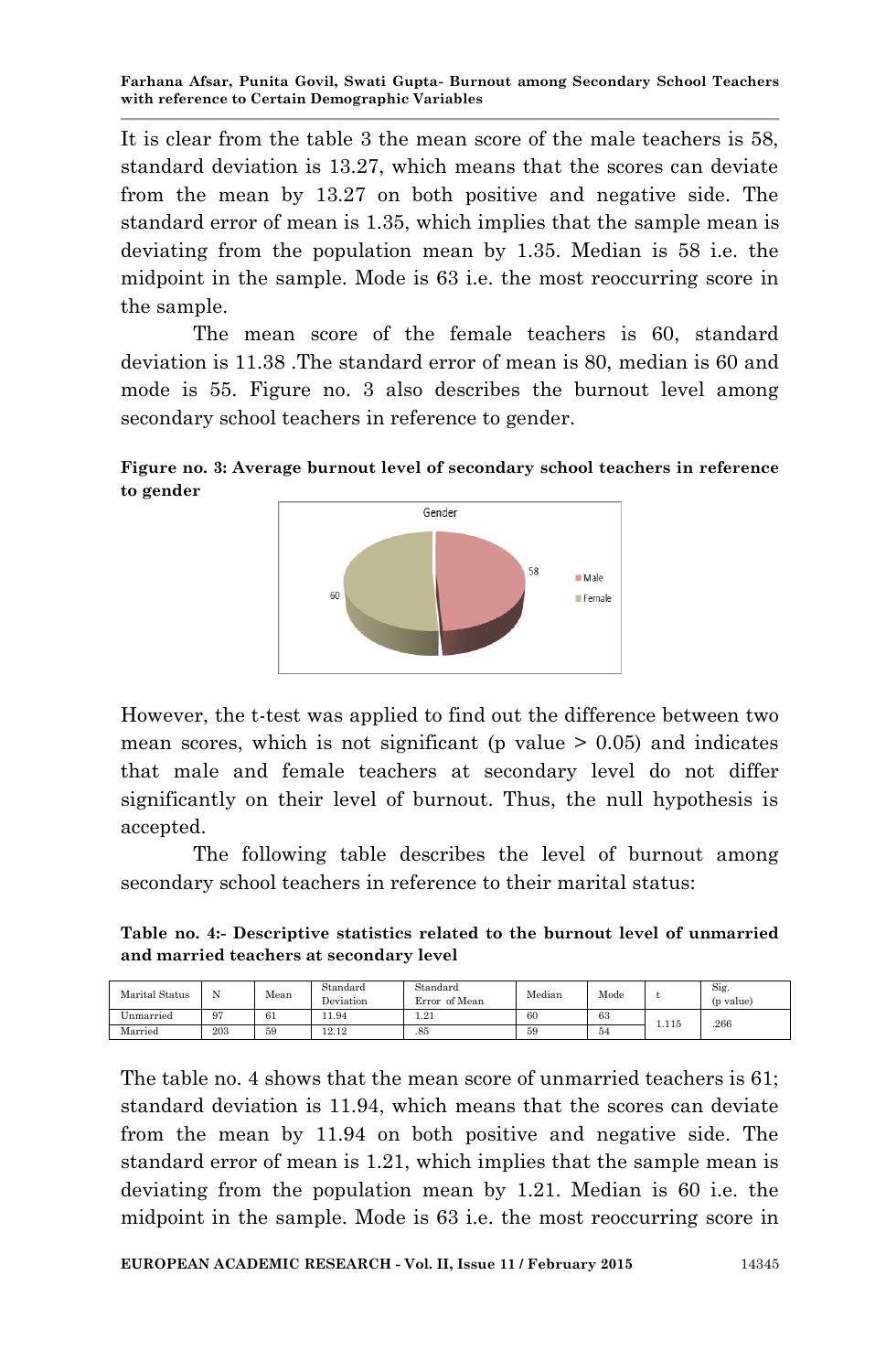It is clear from the table 3 the mean score of the male teachers is 58, standard deviation is 13.27, which means that the scores can deviate from the mean by 13.27 on both positive and negative side. The standard error of mean is 1.35, which implies that the sample mean is deviating from the population mean by 1.35. Median is 58 i.e. the midpoint in the sample. Mode is 63 i.e. the most reoccurring score in the sample.

The mean score of the female teachers is 60, standard deviation is 11.38 .The standard error of mean is 80, median is 60 and mode is 55. Figure no. 3 also describes the burnout level among secondary school teachers in reference to gender.

**Figure no. 3: Average burnout level of secondary school teachers in reference to gender**

However, the t-test was applied to find out the difference between two mean scores, which is not significant (p value > 0.05) and indicates that male and female teachers at secondary level do not differ significantly on their level of burnout. Thus, the null hypothesis is accepted.

The following table describes the level of burnout among secondary school teachers in reference to their marital status:

**Table no. 4:- Descriptive statistics related to the burnout level of unmarried and married teachers at secondary level**

| Marital Status | N | Mean | Standard Deviation | Standard Error of Mean | Median | Mode | t | Sig. (p value) |
|---|---|---|---|---|---|---|---|---|
| Unmarried | 97 | 61 | 11.94 | 1.21 | 60 | 63 | 1.115 | .266 |
| Married | 203 | 59 | 12.12 | .85 | 59 | 54 | | |

The table no. 4 shows that the mean score of unmarried teachers is 61; standard deviation is 11.94, which means that the scores can deviate from the mean by 11.94 on both positive and negative side. The standard error of mean is 1.21, which implies that the sample mean is deviating from the population mean by 1.21. Median is 60 i.e. the midpoint in the sample. Mode is 63 i.e. the most reoccurring score in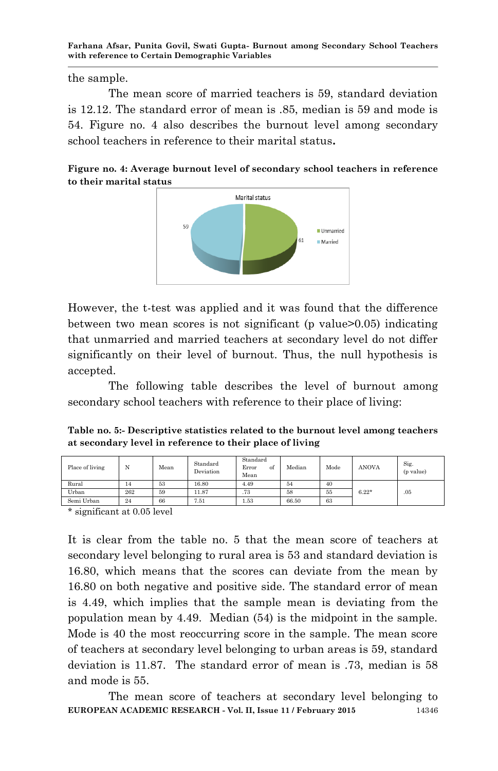the sample.

The mean score of married teachers is 59, standard deviation is 12.12. The standard error of mean is .85, median is 59 and mode is 54. Figure no. 4 also describes the burnout level among secondary school teachers in reference to their marital status**.**

**Figure no. 4: Average burnout level of secondary school teachers in reference to their marital status**

However, the t-test was applied and it was found that the difference between two mean scores is not significant (p value>0.05) indicating that unmarried and married teachers at secondary level do not differ significantly on their level of burnout. Thus, the null hypothesis is accepted.

The following table describes the level of burnout among secondary school teachers with reference to their place of living:

**Table no. 5:- Descriptive statistics related to the burnout level among teachers at secondary level in reference to their place of living**

| Place of living | N | Mean | Standard Deviation | Standard Error of Mean | Median | Mode | ANOVA | Sig. (p value) |
|---|---|---|---|---|---|---|---|---|
| Rural | 14 | 53 | 16.80 | 4.49 | 54 | 40 | 6.22* | .05 |
| Urban | 262 | 59 | 11.87 | .73 | 58 | 55 | | |
| Semi Urban | 24 | 66 | 7.51 | 1.53 | 66.50 | 63 | | |

\* significant at 0.05 level

It is clear from the table no. 5 that the mean score of teachers at secondary level belonging to rural area is 53 and standard deviation is 16.80, which means that the scores can deviate from the mean by 16.80 on both negative and positive side. The standard error of mean is 4.49, which implies that the sample mean is deviating from the population mean by 4.49. Median (54) is the midpoint in the sample. Mode is 40 the most reoccurring score in the sample. The mean score of teachers at secondary level belonging to urban areas is 59, standard deviation is 11.87. The standard error of mean is .73, median is 58 and mode is 55.

The mean score of teachers at secondary level belonging to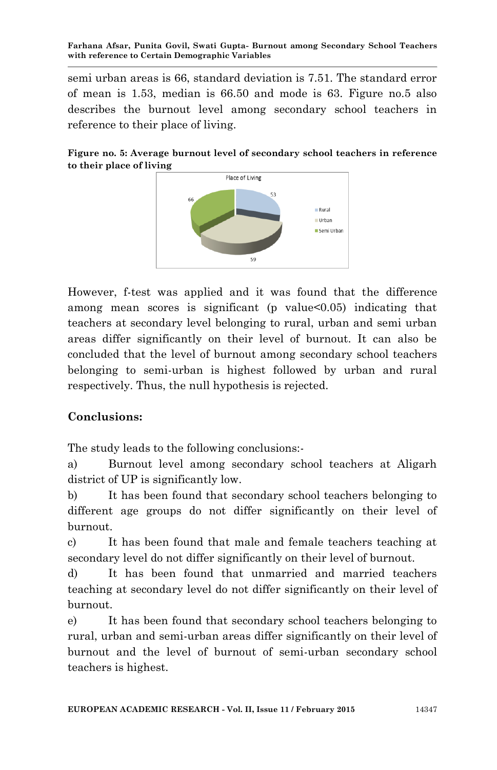semi urban areas is 66, standard deviation is 7.51. The standard error of mean is 1.53, median is 66.50 and mode is 63. Figure no.5 also describes the burnout level among secondary school teachers in reference to their place of living.

**Figure no. 5: Average burnout level of secondary school teachers in reference to their place of living**

However, f-test was applied and it was found that the difference among mean scores is significant (p value<0.05) indicating that teachers at secondary level belonging to rural, urban and semi urban areas differ significantly on their level of burnout. It can also be concluded that the level of burnout among secondary school teachers belonging to semi-urban is highest followed by urban and rural respectively. Thus, the null hypothesis is rejected.

## Conclusions:

The study leads to the following conclusions:-

a) Burnout level among secondary school teachers at Aligarh district of UP is significantly low.

b) It has been found that secondary school teachers belonging to different age groups do not differ significantly on their level of burnout.

c) It has been found that male and female teachers teaching at secondary level do not differ significantly on their level of burnout.

d) It has been found that unmarried and married teachers teaching at secondary level do not differ significantly on their level of burnout.

e) It has been found that secondary school teachers belonging to rural, urban and semi-urban areas differ significantly on their level of burnout and the level of burnout of semi-urban secondary school teachers is highest.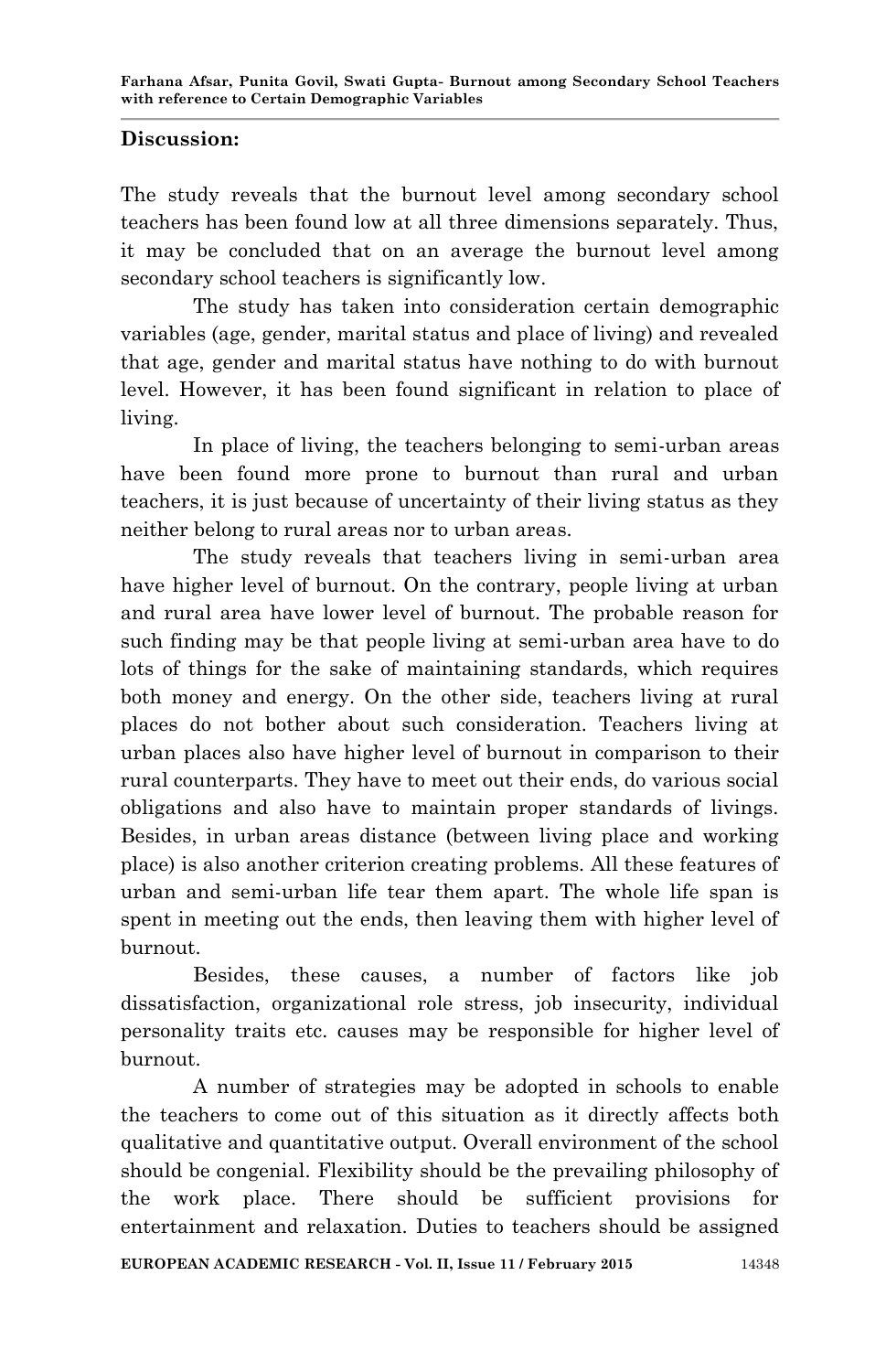## Discussion:

The study reveals that the burnout level among secondary school teachers has been found low at all three dimensions separately. Thus, it may be concluded that on an average the burnout level among secondary school teachers is significantly low.

The study has taken into consideration certain demographic variables (age, gender, marital status and place of living) and revealed that age, gender and marital status have nothing to do with burnout level. However, it has been found significant in relation to place of living.

In place of living, the teachers belonging to semi-urban areas have been found more prone to burnout than rural and urban teachers, it is just because of uncertainty of their living status as they neither belong to rural areas nor to urban areas.

The study reveals that teachers living in semi-urban area have higher level of burnout. On the contrary, people living at urban and rural area have lower level of burnout. The probable reason for such finding may be that people living at semi-urban area have to do lots of things for the sake of maintaining standards, which requires both money and energy. On the other side, teachers living at rural places do not bother about such consideration. Teachers living at urban places also have higher level of burnout in comparison to their rural counterparts. They have to meet out their ends, do various social obligations and also have to maintain proper standards of livings. Besides, in urban areas distance (between living place and working place) is also another criterion creating problems. All these features of urban and semi-urban life tear them apart. The whole life span is spent in meeting out the ends, then leaving them with higher level of burnout.

Besides, these causes, a number of factors like job dissatisfaction, organizational role stress, job insecurity, individual personality traits etc. causes may be responsible for higher level of burnout.

A number of strategies may be adopted in schools to enable the teachers to come out of this situation as it directly affects both qualitative and quantitative output. Overall environment of the school should be congenial. Flexibility should be the prevailing philosophy of the work place. There should be sufficient provisions for entertainment and relaxation. Duties to teachers should be assigned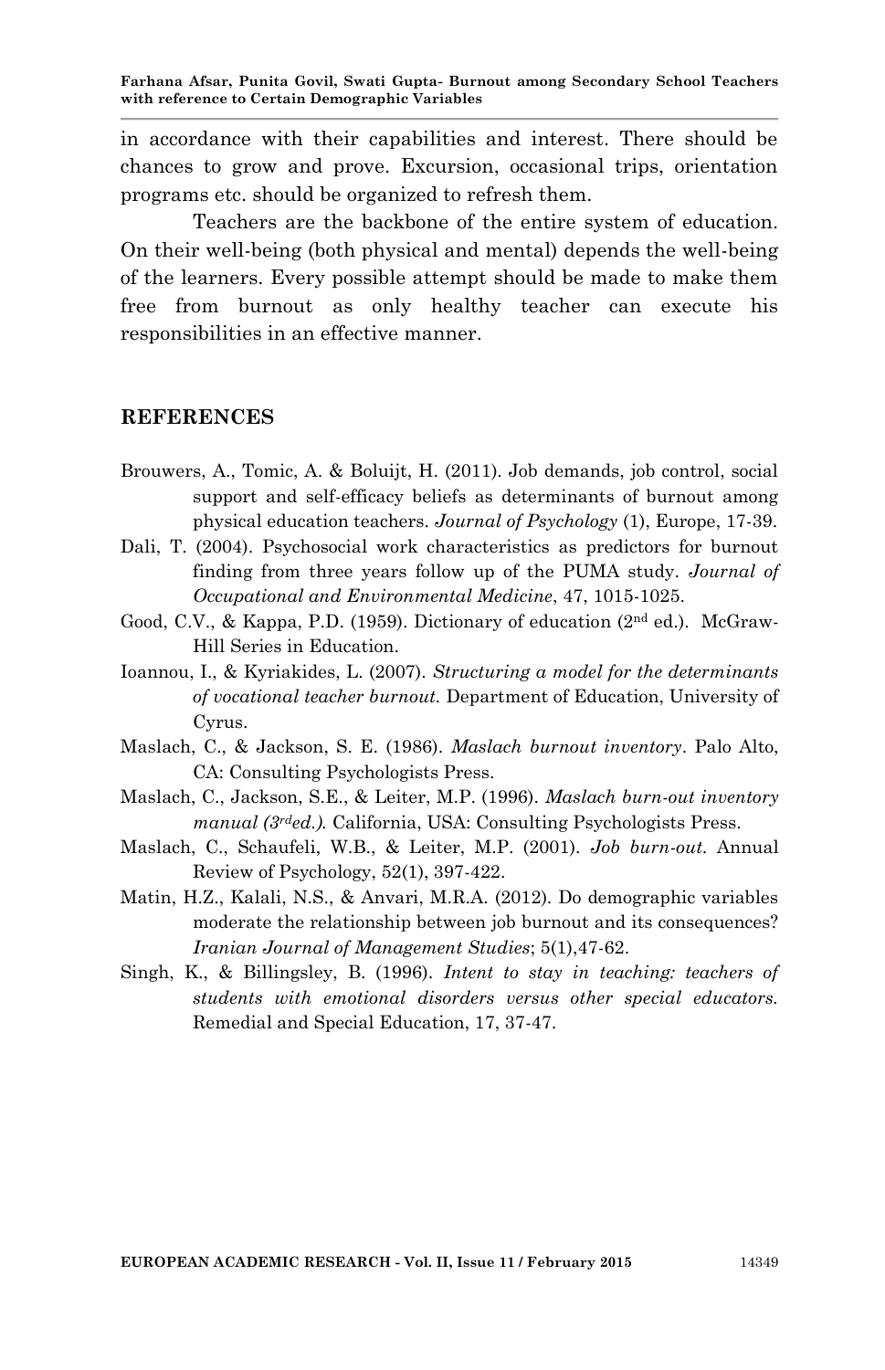in accordance with their capabilities and interest. There should be chances to grow and prove. Excursion, occasional trips, orientation programs etc. should be organized to refresh them.

Teachers are the backbone of the entire system of education. On their well-being (both physical and mental) depends the well-being of the learners. Every possible attempt should be made to make them free from burnout as only healthy teacher can execute his responsibilities in an effective manner.

## REFERENCES

Brouwers, A., Tomic, A. & Boluijt, H. (2011). Job demands, job control, social support and self-efficacy beliefs as determinants of burnout among physical education teachers. *Journal of Psychology* (1), Europe, 17-39.

Dali, T. (2004). Psychosocial work characteristics as predictors for burnout finding from three years follow up of the PUMA study. *Journal of Occupational and Environmental Medicine*, 47, 1015-1025.

Good, C.V., & Kappa, P.D. (1959). Dictionary of education (2nd ed.). McGraw-Hill Series in Education.

Ioannou, I., & Kyriakides, L. (2007). *Structuring a model for the determinants of vocational teacher burnout.* Department of Education, University of Cyrus.

Maslach, C., & Jackson, S. E. (1986). *Maslach burnout inventory*. Palo Alto, CA: Consulting Psychologists Press.

Maslach, C., Jackson, S.E., & Leiter, M.P. (1996). *Maslach burn-out inventory manual (3rded.).* California, USA: Consulting Psychologists Press.

Maslach, C., Schaufeli, W.B., & Leiter, M.P. (2001). *Job burn-out.* Annual Review of Psychology, 52(1), 397-422.

Matin, H.Z., Kalali, N.S., & Anvari, M.R.A. (2012). Do demographic variables moderate the relationship between job burnout and its consequences? *Iranian Journal of Management Studies*; 5(1),47-62.

Singh, K., & Billingsley, B. (1996). *Intent to stay in teaching: teachers of students with emotional disorders versus other special educators.* Remedial and Special Education, 17, 37-47.